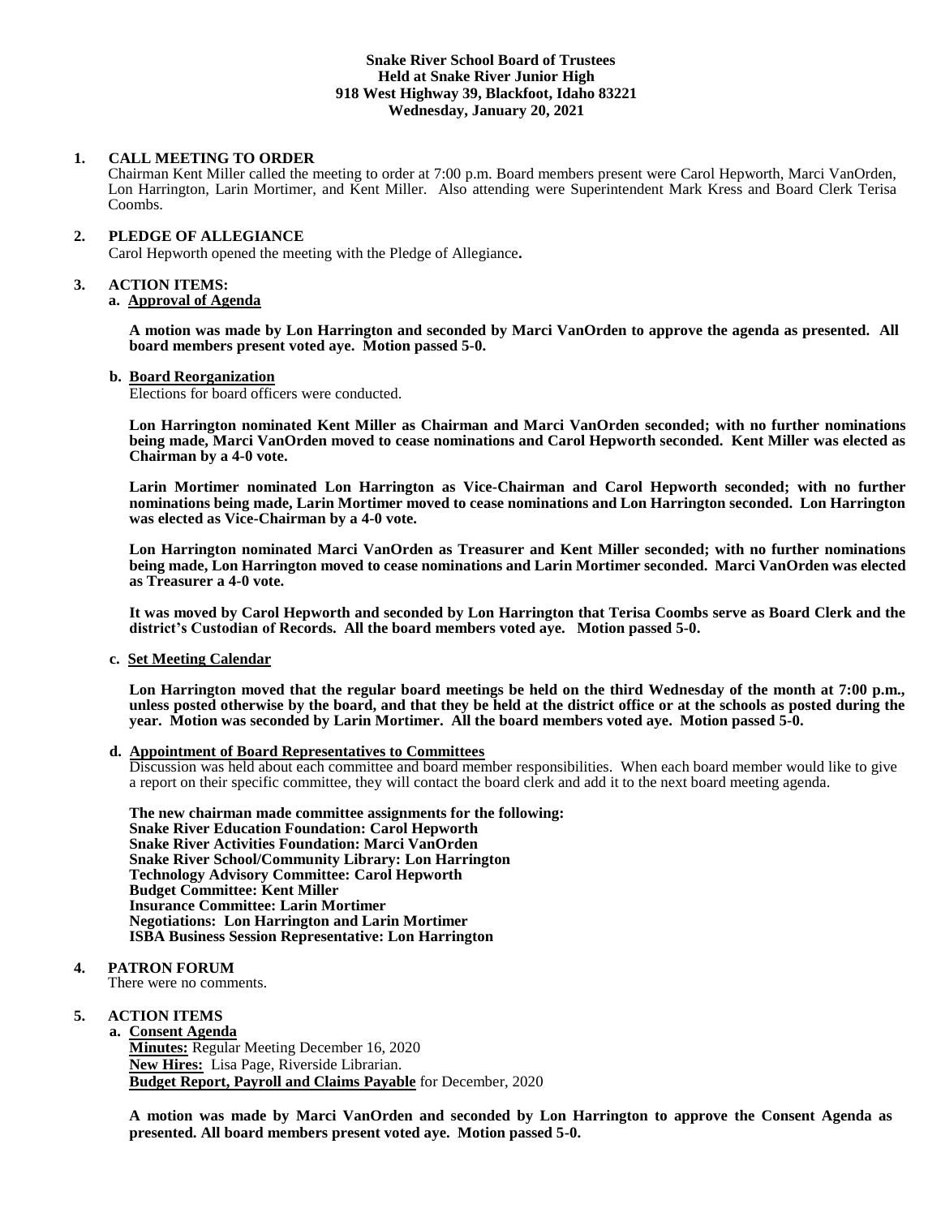**Snake River School Board of Trustees**
**Held at Snake River Junior High**
**918 West Highway 39, Blackfoot, Idaho 83221**
**Wednesday, January 20, 2021**

**1. CALL MEETING TO ORDER**

Chairman Kent Miller called the meeting to order at 7:00 p.m. Board members present were Carol Hepworth, Marci VanOrden, Lon Harrington, Larin Mortimer, and Kent Miller. Also attending were Superintendent Mark Kress and Board Clerk Terisa Coombs.

**2. PLEDGE OF ALLEGIANCE**

Carol Hepworth opened the meeting with the Pledge of Allegiance**.**

**3. ACTION ITEMS:**

**a. Approval of Agenda**

**A motion was made by Lon Harrington and seconded by Marci VanOrden to approve the agenda as presented. All board members present voted aye. Motion passed 5-0.**

**b. Board Reorganization**

Elections for board officers were conducted.

**Lon Harrington nominated Kent Miller as Chairman and Marci VanOrden seconded; with no further nominations being made, Marci VanOrden moved to cease nominations and Carol Hepworth seconded. Kent Miller was elected as Chairman by a 4-0 vote.**

**Larin Mortimer nominated Lon Harrington as Vice-Chairman and Carol Hepworth seconded; with no further nominations being made, Larin Mortimer moved to cease nominations and Lon Harrington seconded. Lon Harrington was elected as Vice-Chairman by a 4-0 vote.**

**Lon Harrington nominated Marci VanOrden as Treasurer and Kent Miller seconded; with no further nominations being made, Lon Harrington moved to cease nominations and Larin Mortimer seconded. Marci VanOrden was elected as Treasurer a 4-0 vote.**

**It was moved by Carol Hepworth and seconded by Lon Harrington that Terisa Coombs serve as Board Clerk and the district's Custodian of Records. All the board members voted aye. Motion passed 5-0.**

**c. Set Meeting Calendar**

**Lon Harrington moved that the regular board meetings be held on the third Wednesday of the month at 7:00 p.m., unless posted otherwise by the board, and that they be held at the district office or at the schools as posted during the year. Motion was seconded by Larin Mortimer. All the board members voted aye. Motion passed 5-0.**

**d. Appointment of Board Representatives to Committees**

Discussion was held about each committee and board member responsibilities. When each board member would like to give a report on their specific committee, they will contact the board clerk and add it to the next board meeting agenda.

**The new chairman made committee assignments for the following:**
**Snake River Education Foundation: Carol Hepworth**
**Snake River Activities Foundation: Marci VanOrden**
**Snake River School/Community Library: Lon Harrington**
**Technology Advisory Committee: Carol Hepworth**
**Budget Committee: Kent Miller**
**Insurance Committee: Larin Mortimer**
**Negotiations: Lon Harrington and Larin Mortimer**
**ISBA Business Session Representative: Lon Harrington**

**4. PATRON FORUM**

There were no comments.

**5. ACTION ITEMS**

**a. Consent Agenda**

**Minutes:** Regular Meeting December 16, 2020
**New Hires:** Lisa Page, Riverside Librarian.
**Budget Report, Payroll and Claims Payable** for December, 2020

**A motion was made by Marci VanOrden and seconded by Lon Harrington to approve the Consent Agenda as presented. All board members present voted aye. Motion passed 5-0.**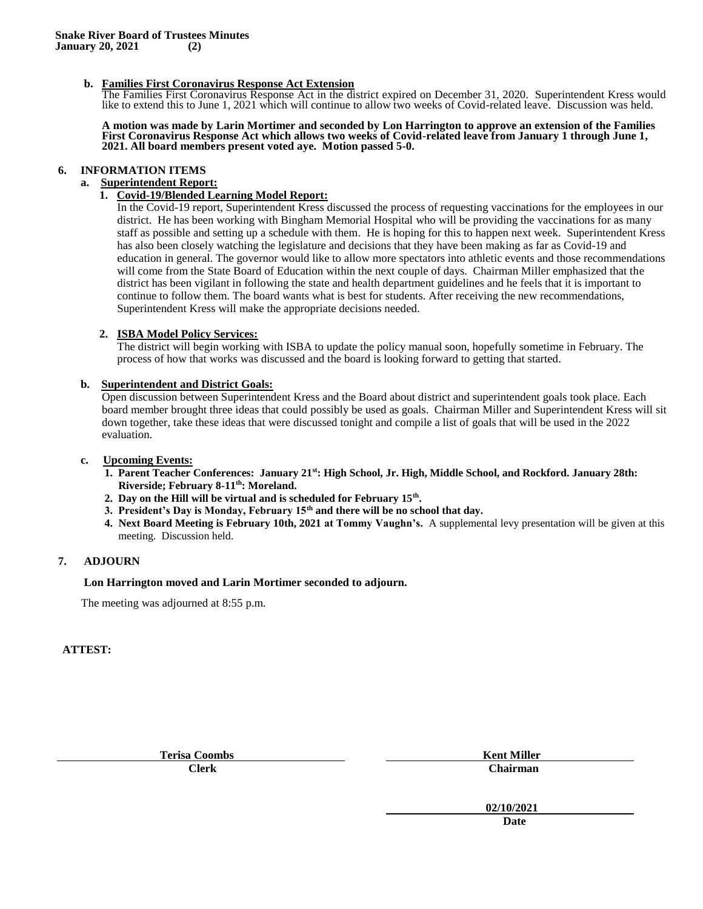**b. Families First Coronavirus Response Act Extension**

The Families First Coronavirus Response Act in the district expired on December 31, 2020. Superintendent Kress would like to extend this to June 1, 2021 which will continue to allow two weeks of Covid-related leave. Discussion was held.

**A motion was made by Larin Mortimer and seconded by Lon Harrington to approve an extension of the Families First Coronavirus Response Act which allows two weeks of Covid-related leave from January 1 through June 1, 2021. All board members present voted aye. Motion passed 5-0.**

## 6. INFORMATION ITEMS

### a. Superintendent Report:

**1. Covid-19/Blended Learning Model Report:**

In the Covid-19 report, Superintendent Kress discussed the process of requesting vaccinations for the employees in our district. He has been working with Bingham Memorial Hospital who will be providing the vaccinations for as many staff as possible and setting up a schedule with them. He is hoping for this to happen next week. Superintendent Kress has also been closely watching the legislature and decisions that they have been making as far as Covid-19 and education in general. The governor would like to allow more spectators into athletic events and those recommendations will come from the State Board of Education within the next couple of days. Chairman Miller emphasized that the district has been vigilant in following the state and health department guidelines and he feels that it is important to continue to follow them. The board wants what is best for students. After receiving the new recommendations, Superintendent Kress will make the appropriate decisions needed.

**2. ISBA Model Policy Services:**

The district will begin working with ISBA to update the policy manual soon, hopefully sometime in February. The process of how that works was discussed and the board is looking forward to getting that started.

### b. Superintendent and District Goals:

Open discussion between Superintendent Kress and the Board about district and superintendent goals took place. Each board member brought three ideas that could possibly be used as goals. Chairman Miller and Superintendent Kress will sit down together, take these ideas that were discussed tonight and compile a list of goals that will be used in the 2022 evaluation.

### c. Upcoming Events:

1. **Parent Teacher Conferences: January 21st: High School, Jr. High, Middle School, and Rockford. January 28th: Riverside; February 8-11th: Moreland.**
2. **Day on the Hill will be virtual and is scheduled for February 15th.**
3. **President's Day is Monday, February 15th and there will be no school that day.**
4. **Next Board Meeting is February 10th, 2021 at Tommy Vaughn's.** A supplemental levy presentation will be given at this meeting. Discussion held.

## 7. ADJOURN

**Lon Harrington moved and Larin Mortimer seconded to adjourn.**

The meeting was adjourned at 8:55 p.m.

**ATTEST:**

**Terisa Coombs**
**Clerk**

**Kent Miller**
**Chairman**

**02/10/2021**
**Date**